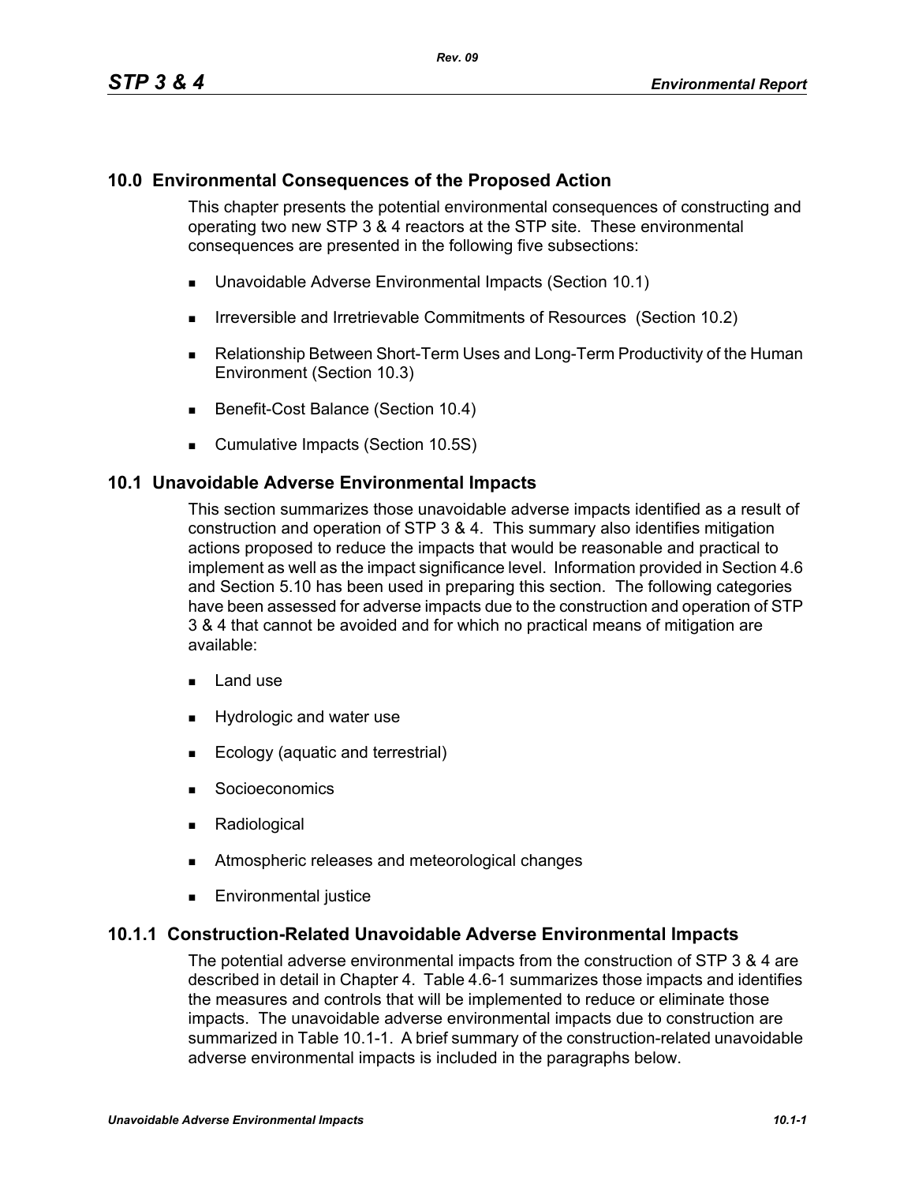## 10.0 Environmental Consequences of the Proposed Action

This chapter presents the potential environmental consequences of constructing and operating two new STP 3 & 4 reactors at the STP site. These environmental consequences are presented in the following five subsections:

- Unavoidable Adverse Environmental Impacts (Section 10.1)
- Irreversible and Irretrievable Commitments of Resources (Section 10.2)
- Relationship Between Short-Term Uses and Long-Term Productivity of the Human Environment (Section 10.3)
- Benefit-Cost Balance (Section 10.4)
- Cumulative Impacts (Section 10.5S)

## 10.1 Unavoidable Adverse Environmental Impacts

This section summarizes those unavoidable adverse impacts identified as a result of construction and operation of STP 3 & 4. This summary also identifies mitigation actions proposed to reduce the impacts that would be reasonable and practical to implement as well as the impact significance level. Information provided in Section 4.6 and Section 5.10 has been used in preparing this section. The following categories have been assessed for adverse impacts due to the construction and operation of STP 3 & 4 that cannot be avoided and for which no practical means of mitigation are available:

- Land use
- Hydrologic and water use
- Ecology (aquatic and terrestrial)
- Socioeconomics
- Radiological
- Atmospheric releases and meteorological changes
- Environmental justice

### 10.1.1 Construction-Related Unavoidable Adverse Environmental Impacts

The potential adverse environmental impacts from the construction of STP 3 & 4 are described in detail in Chapter 4. Table 4.6-1 summarizes those impacts and identifies the measures and controls that will be implemented to reduce or eliminate those impacts. The unavoidable adverse environmental impacts due to construction are summarized in Table 10.1-1. A brief summary of the construction-related unavoidable adverse environmental impacts is included in the paragraphs below.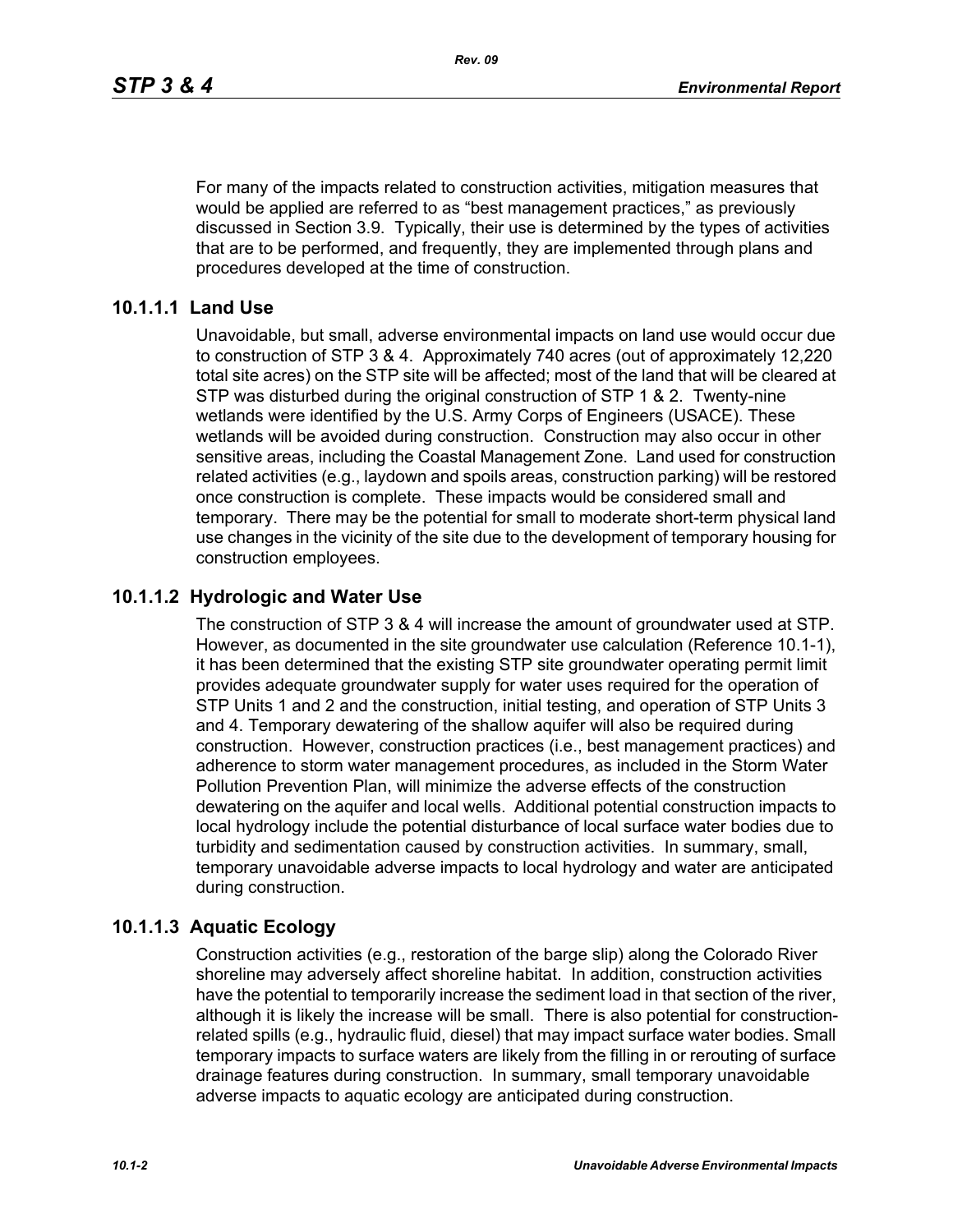For many of the impacts related to construction activities, mitigation measures that would be applied are referred to as "best management practices," as previously discussed in Section 3.9. Typically, their use is determined by the types of activities that are to be performed, and frequently, they are implemented through plans and procedures developed at the time of construction.

### 10.1.1.1 Land Use

Unavoidable, but small, adverse environmental impacts on land use would occur due to construction of STP 3 & 4. Approximately 740 acres (out of approximately 12,220 total site acres) on the STP site will be affected; most of the land that will be cleared at STP was disturbed during the original construction of STP 1 & 2. Twenty-nine wetlands were identified by the U.S. Army Corps of Engineers (USACE). These wetlands will be avoided during construction. Construction may also occur in other sensitive areas, including the Coastal Management Zone. Land used for construction related activities (e.g., laydown and spoils areas, construction parking) will be restored once construction is complete. These impacts would be considered small and temporary. There may be the potential for small to moderate short-term physical land use changes in the vicinity of the site due to the development of temporary housing for construction employees.

### 10.1.1.2 Hydrologic and Water Use

The construction of STP 3 & 4 will increase the amount of groundwater used at STP. However, as documented in the site groundwater use calculation (Reference 10.1-1), it has been determined that the existing STP site groundwater operating permit limit provides adequate groundwater supply for water uses required for the operation of STP Units 1 and 2 and the construction, initial testing, and operation of STP Units 3 and 4. Temporary dewatering of the shallow aquifer will also be required during construction. However, construction practices (i.e., best management practices) and adherence to storm water management procedures, as included in the Storm Water Pollution Prevention Plan, will minimize the adverse effects of the construction dewatering on the aquifer and local wells. Additional potential construction impacts to local hydrology include the potential disturbance of local surface water bodies due to turbidity and sedimentation caused by construction activities. In summary, small, temporary unavoidable adverse impacts to local hydrology and water are anticipated during construction.

### 10.1.1.3 Aquatic Ecology

Construction activities (e.g., restoration of the barge slip) along the Colorado River shoreline may adversely affect shoreline habitat. In addition, construction activities have the potential to temporarily increase the sediment load in that section of the river, although it is likely the increase will be small. There is also potential for construction-related spills (e.g., hydraulic fluid, diesel) that may impact surface water bodies. Small temporary impacts to surface waters are likely from the filling in or rerouting of surface drainage features during construction. In summary, small temporary unavoidable adverse impacts to aquatic ecology are anticipated during construction.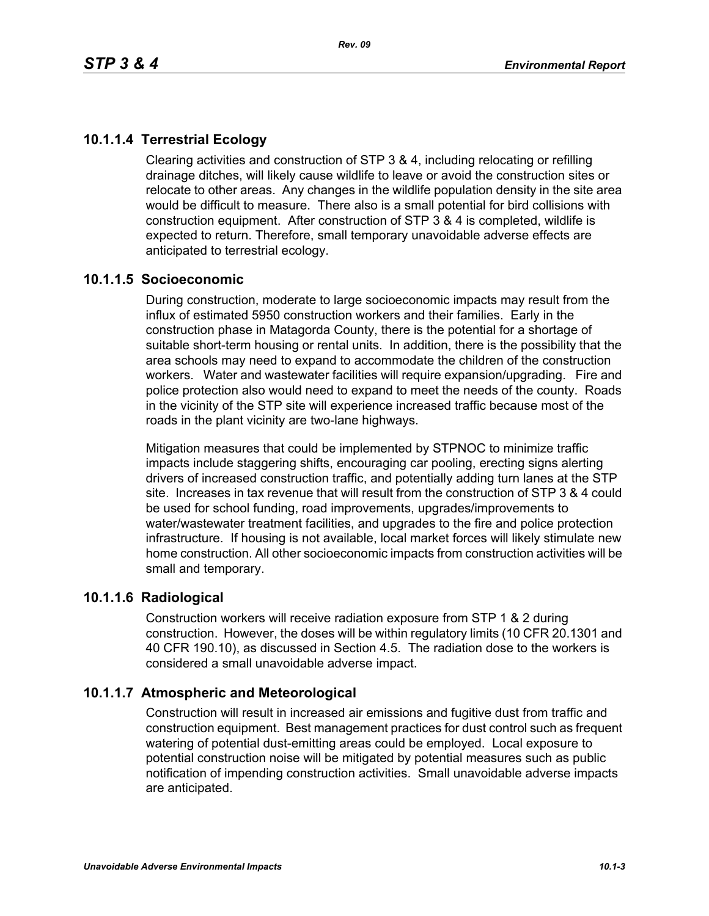### 10.1.1.4 Terrestrial Ecology

Clearing activities and construction of STP 3 & 4, including relocating or refilling drainage ditches, will likely cause wildlife to leave or avoid the construction sites or relocate to other areas. Any changes in the wildlife population density in the site area would be difficult to measure. There also is a small potential for bird collisions with construction equipment. After construction of STP 3 & 4 is completed, wildlife is expected to return. Therefore, small temporary unavoidable adverse effects are anticipated to terrestrial ecology.

### 10.1.1.5 Socioeconomic

During construction, moderate to large socioeconomic impacts may result from the influx of estimated 5950 construction workers and their families. Early in the construction phase in Matagorda County, there is the potential for a shortage of suitable short-term housing or rental units. In addition, there is the possibility that the area schools may need to expand to accommodate the children of the construction workers. Water and wastewater facilities will require expansion/upgrading. Fire and police protection also would need to expand to meet the needs of the county. Roads in the vicinity of the STP site will experience increased traffic because most of the roads in the plant vicinity are two-lane highways.

Mitigation measures that could be implemented by STPNOC to minimize traffic impacts include staggering shifts, encouraging car pooling, erecting signs alerting drivers of increased construction traffic, and potentially adding turn lanes at the STP site. Increases in tax revenue that will result from the construction of STP 3 & 4 could be used for school funding, road improvements, upgrades/improvements to water/wastewater treatment facilities, and upgrades to the fire and police protection infrastructure. If housing is not available, local market forces will likely stimulate new home construction. All other socioeconomic impacts from construction activities will be small and temporary.

### 10.1.1.6 Radiological

Construction workers will receive radiation exposure from STP 1 & 2 during construction. However, the doses will be within regulatory limits (10 CFR 20.1301 and 40 CFR 190.10), as discussed in Section 4.5. The radiation dose to the workers is considered a small unavoidable adverse impact.

### 10.1.1.7 Atmospheric and Meteorological

Construction will result in increased air emissions and fugitive dust from traffic and construction equipment. Best management practices for dust control such as frequent watering of potential dust-emitting areas could be employed. Local exposure to potential construction noise will be mitigated by potential measures such as public notification of impending construction activities. Small unavoidable adverse impacts are anticipated.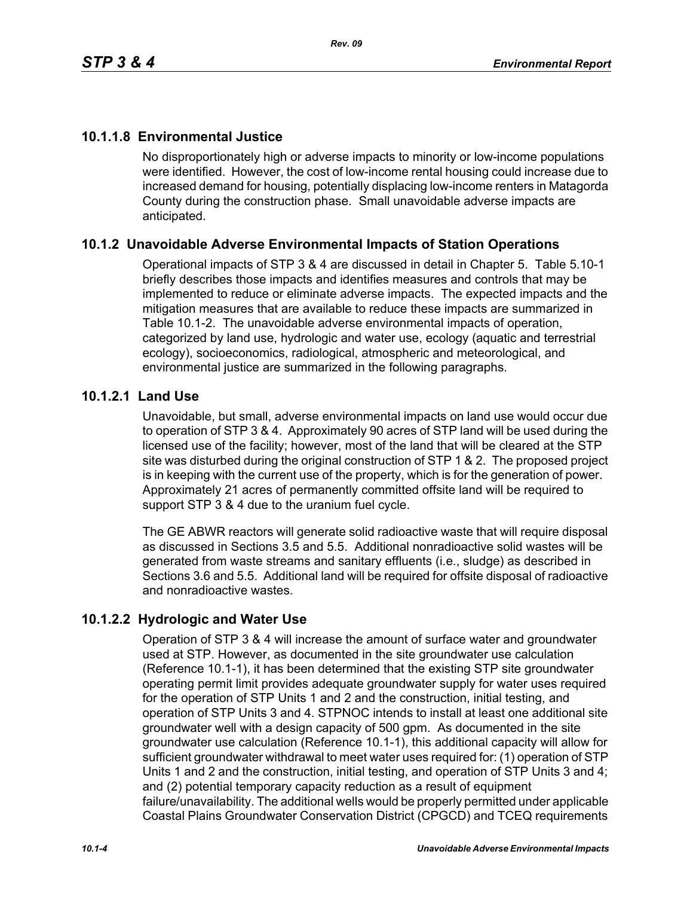### 10.1.1.8 Environmental Justice

No disproportionately high or adverse impacts to minority or low-income populations were identified. However, the cost of low-income rental housing could increase due to increased demand for housing, potentially displacing low-income renters in Matagorda County during the construction phase. Small unavoidable adverse impacts are anticipated.

## 10.1.2 Unavoidable Adverse Environmental Impacts of Station Operations

Operational impacts of STP 3 & 4 are discussed in detail in Chapter 5. Table 5.10-1 briefly describes those impacts and identifies measures and controls that may be implemented to reduce or eliminate adverse impacts. The expected impacts and the mitigation measures that are available to reduce these impacts are summarized in Table 10.1-2. The unavoidable adverse environmental impacts of operation, categorized by land use, hydrologic and water use, ecology (aquatic and terrestrial ecology), socioeconomics, radiological, atmospheric and meteorological, and environmental justice are summarized in the following paragraphs.

### 10.1.2.1 Land Use

Unavoidable, but small, adverse environmental impacts on land use would occur due to operation of STP 3 & 4. Approximately 90 acres of STP land will be used during the licensed use of the facility; however, most of the land that will be cleared at the STP site was disturbed during the original construction of STP 1 & 2. The proposed project is in keeping with the current use of the property, which is for the generation of power. Approximately 21 acres of permanently committed offsite land will be required to support STP 3 & 4 due to the uranium fuel cycle.

The GE ABWR reactors will generate solid radioactive waste that will require disposal as discussed in Sections 3.5 and 5.5. Additional nonradioactive solid wastes will be generated from waste streams and sanitary effluents (i.e., sludge) as described in Sections 3.6 and 5.5. Additional land will be required for offsite disposal of radioactive and nonradioactive wastes.

### 10.1.2.2 Hydrologic and Water Use

Operation of STP 3 & 4 will increase the amount of surface water and groundwater used at STP. However, as documented in the site groundwater use calculation (Reference 10.1-1), it has been determined that the existing STP site groundwater operating permit limit provides adequate groundwater supply for water uses required for the operation of STP Units 1 and 2 and the construction, initial testing, and operation of STP Units 3 and 4. STPNOC intends to install at least one additional site groundwater well with a design capacity of 500 gpm. As documented in the site groundwater use calculation (Reference 10.1-1), this additional capacity will allow for sufficient groundwater withdrawal to meet water uses required for: (1) operation of STP Units 1 and 2 and the construction, initial testing, and operation of STP Units 3 and 4; and (2) potential temporary capacity reduction as a result of equipment failure/unavailability. The additional wells would be properly permitted under applicable Coastal Plains Groundwater Conservation District (CPGCD) and TCEQ requirements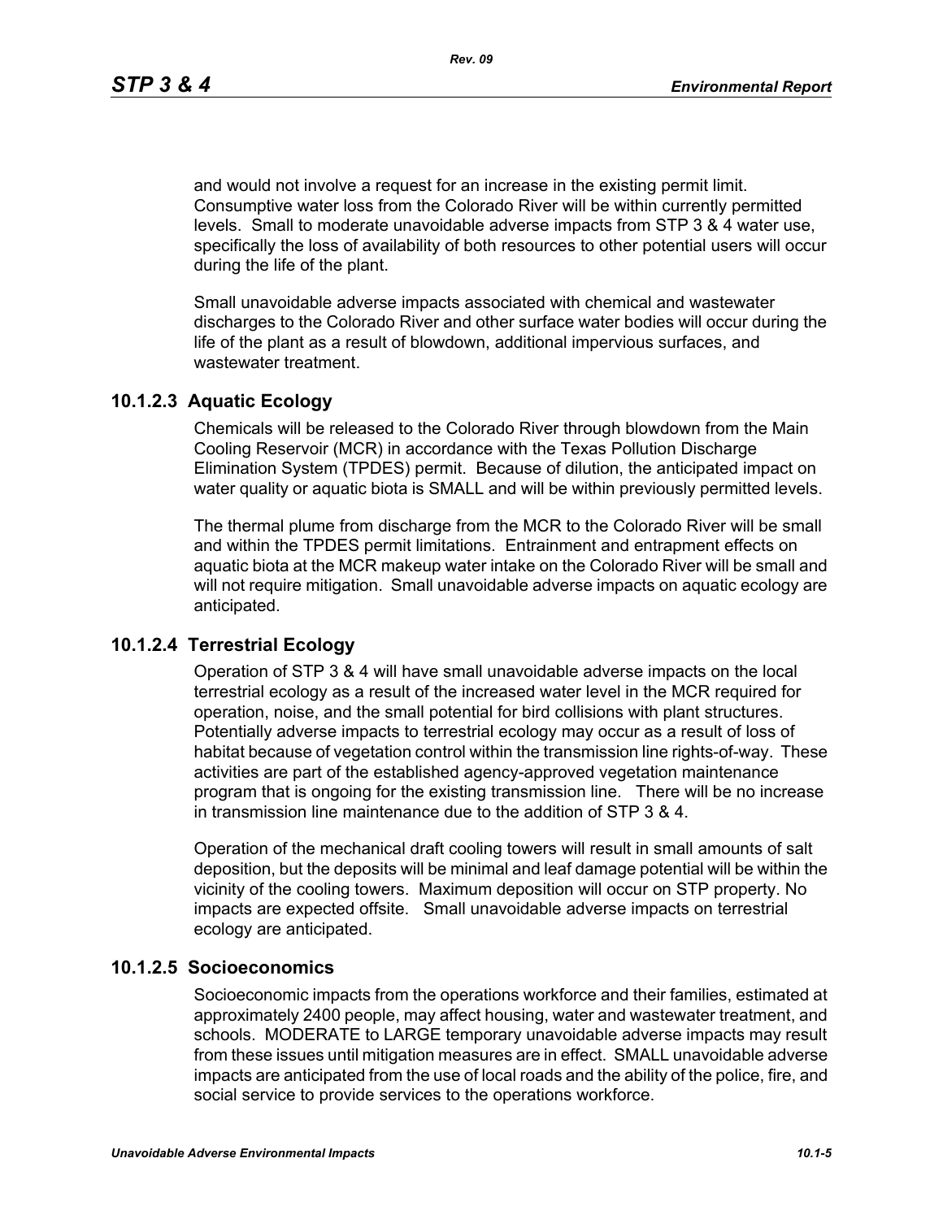and would not involve a request for an increase in the existing permit limit. Consumptive water loss from the Colorado River will be within currently permitted levels. Small to moderate unavoidable adverse impacts from STP 3 & 4 water use, specifically the loss of availability of both resources to other potential users will occur during the life of the plant.

Small unavoidable adverse impacts associated with chemical and wastewater discharges to the Colorado River and other surface water bodies will occur during the life of the plant as a result of blowdown, additional impervious surfaces, and wastewater treatment.

### 10.1.2.3 Aquatic Ecology

Chemicals will be released to the Colorado River through blowdown from the Main Cooling Reservoir (MCR) in accordance with the Texas Pollution Discharge Elimination System (TPDES) permit. Because of dilution, the anticipated impact on water quality or aquatic biota is SMALL and will be within previously permitted levels.

The thermal plume from discharge from the MCR to the Colorado River will be small and within the TPDES permit limitations. Entrainment and entrapment effects on aquatic biota at the MCR makeup water intake on the Colorado River will be small and will not require mitigation. Small unavoidable adverse impacts on aquatic ecology are anticipated.

### 10.1.2.4 Terrestrial Ecology

Operation of STP 3 & 4 will have small unavoidable adverse impacts on the local terrestrial ecology as a result of the increased water level in the MCR required for operation, noise, and the small potential for bird collisions with plant structures. Potentially adverse impacts to terrestrial ecology may occur as a result of loss of habitat because of vegetation control within the transmission line rights-of-way. These activities are part of the established agency-approved vegetation maintenance program that is ongoing for the existing transmission line. There will be no increase in transmission line maintenance due to the addition of STP 3 & 4.

Operation of the mechanical draft cooling towers will result in small amounts of salt deposition, but the deposits will be minimal and leaf damage potential will be within the vicinity of the cooling towers. Maximum deposition will occur on STP property. No impacts are expected offsite. Small unavoidable adverse impacts on terrestrial ecology are anticipated.

### 10.1.2.5 Socioeconomics

Socioeconomic impacts from the operations workforce and their families, estimated at approximately 2400 people, may affect housing, water and wastewater treatment, and schools. MODERATE to LARGE temporary unavoidable adverse impacts may result from these issues until mitigation measures are in effect. SMALL unavoidable adverse impacts are anticipated from the use of local roads and the ability of the police, fire, and social service to provide services to the operations workforce.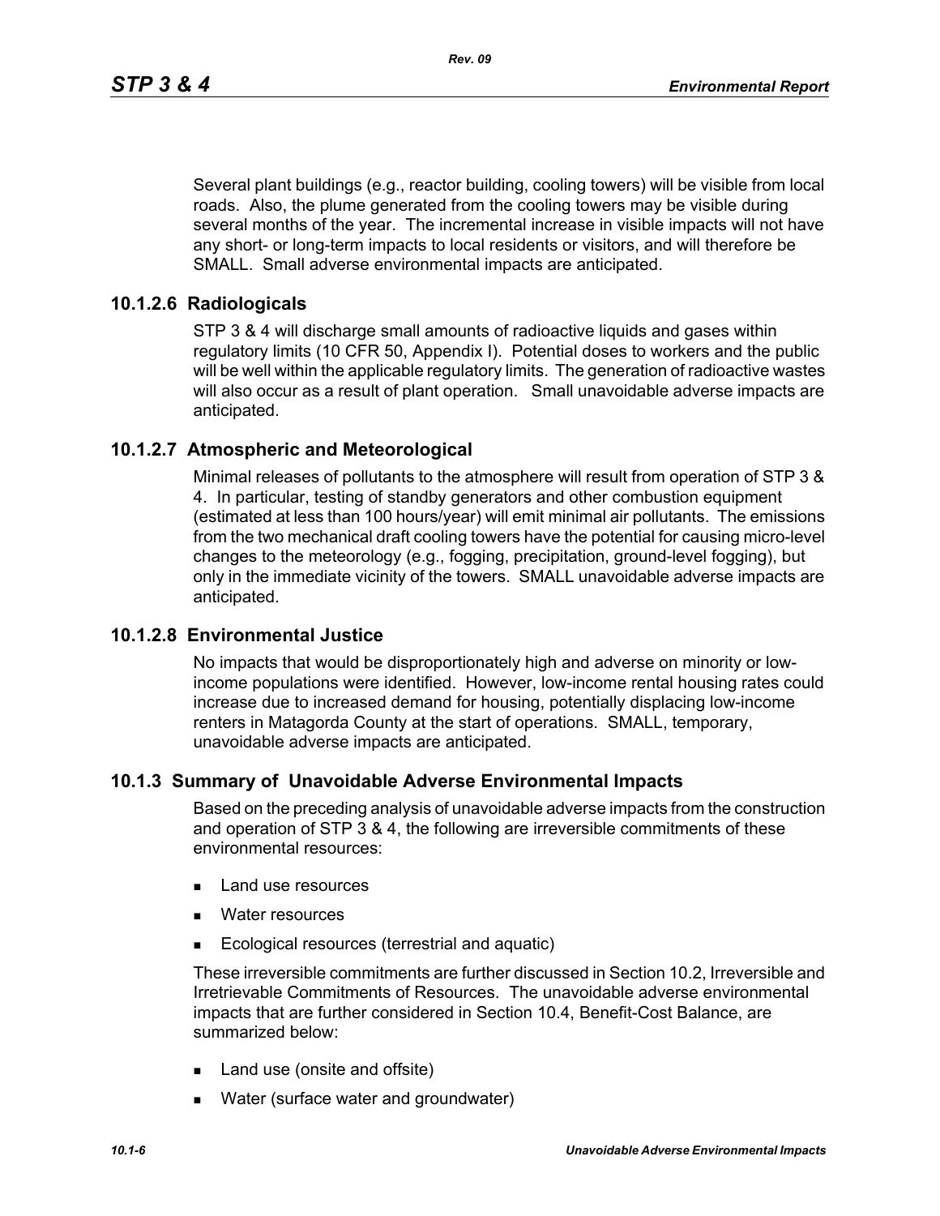Several plant buildings (e.g., reactor building, cooling towers) will be visible from local roads. Also, the plume generated from the cooling towers may be visible during several months of the year. The incremental increase in visible impacts will not have any short- or long-term impacts to local residents or visitors, and will therefore be SMALL. Small adverse environmental impacts are anticipated.

### 10.1.2.6 Radiologicals

STP 3 & 4 will discharge small amounts of radioactive liquids and gases within regulatory limits (10 CFR 50, Appendix I). Potential doses to workers and the public will be well within the applicable regulatory limits. The generation of radioactive wastes will also occur as a result of plant operation. Small unavoidable adverse impacts are anticipated.

### 10.1.2.7 Atmospheric and Meteorological

Minimal releases of pollutants to the atmosphere will result from operation of STP 3 & 4. In particular, testing of standby generators and other combustion equipment (estimated at less than 100 hours/year) will emit minimal air pollutants. The emissions from the two mechanical draft cooling towers have the potential for causing micro-level changes to the meteorology (e.g., fogging, precipitation, ground-level fogging), but only in the immediate vicinity of the towers. SMALL unavoidable adverse impacts are anticipated.

### 10.1.2.8 Environmental Justice

No impacts that would be disproportionately high and adverse on minority or low-income populations were identified. However, low-income rental housing rates could increase due to increased demand for housing, potentially displacing low-income renters in Matagorda County at the start of operations. SMALL, temporary, unavoidable adverse impacts are anticipated.

## 10.1.3 Summary of Unavoidable Adverse Environmental Impacts

Based on the preceding analysis of unavoidable adverse impacts from the construction and operation of STP 3 & 4, the following are irreversible commitments of these environmental resources:

- Land use resources
- Water resources
- Ecological resources (terrestrial and aquatic)

These irreversible commitments are further discussed in Section 10.2, Irreversible and Irretrievable Commitments of Resources. The unavoidable adverse environmental impacts that are further considered in Section 10.4, Benefit-Cost Balance, are summarized below:

- Land use (onsite and offsite)
- Water (surface water and groundwater)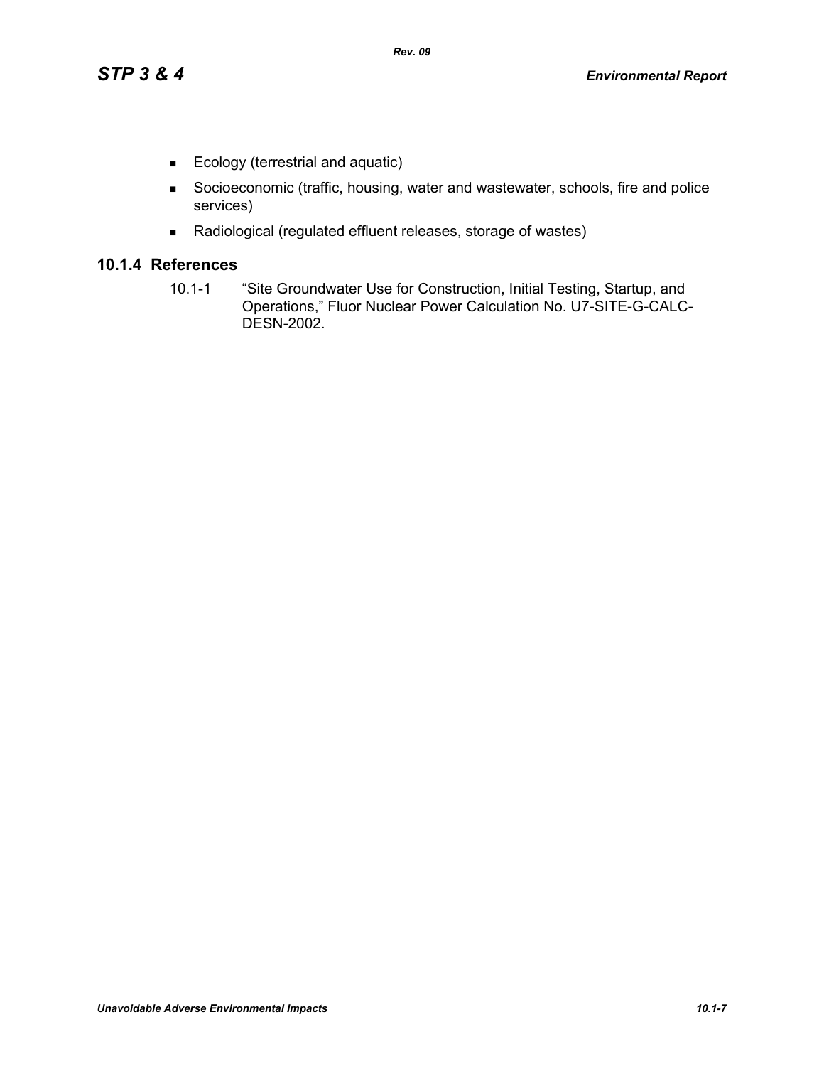- Ecology (terrestrial and aquatic)
- Socioeconomic (traffic, housing, water and wastewater, schools, fire and police services)
- Radiological (regulated effluent releases, storage of wastes)

### 10.1.4 References

10.1-1 "Site Groundwater Use for Construction, Initial Testing, Startup, and Operations," Fluor Nuclear Power Calculation No. U7-SITE-G-CALC-DESN-2002.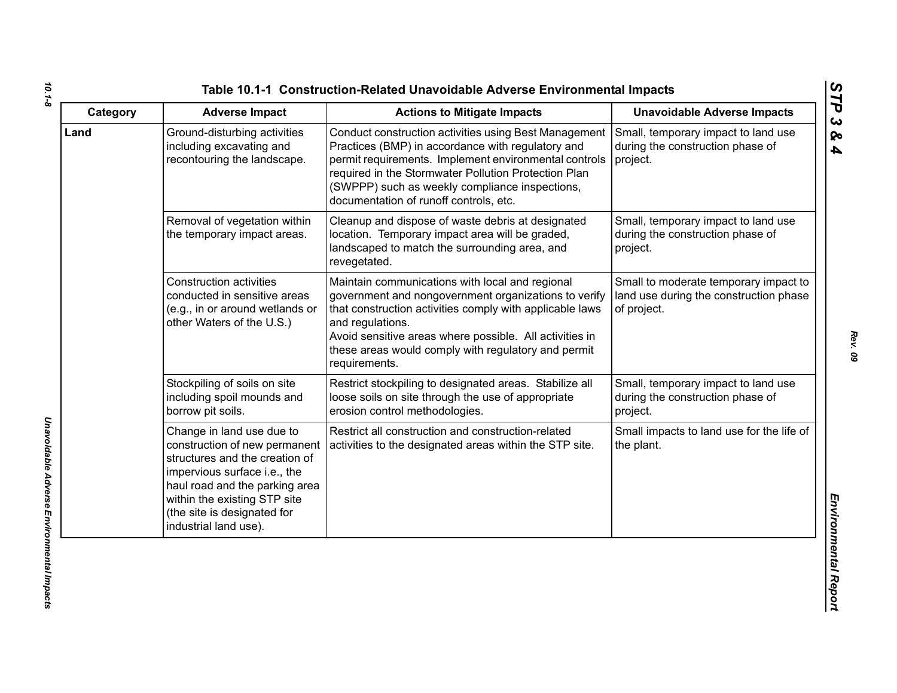**Table 10.1-1 Construction-Related Unavoidable Adverse Environmental Impacts**

| Category | Adverse Impact | Actions to Mitigate Impacts | Unavoidable Adverse Impacts |
|---|---|---|---|
| **Land** | Ground-disturbing activities including excavating and recontouring the landscape. | Conduct construction activities using Best Management Practices (BMP) in accordance with regulatory and permit requirements. Implement environmental controls required in the Stormwater Pollution Protection Plan (SWPPP) such as weekly compliance inspections, documentation of runoff controls, etc. | Small, temporary impact to land use during the construction phase of project. |
| | Removal of vegetation within the temporary impact areas. | Cleanup and dispose of waste debris at designated location. Temporary impact area will be graded, landscaped to match the surrounding area, and revegetated. | Small, temporary impact to land use during the construction phase of project. |
| | Construction activities conducted in sensitive areas (e.g., in or around wetlands or other Waters of the U.S.) | Maintain communications with local and regional government and nongovernment organizations to verify that construction activities comply with applicable laws and regulations.<br>Avoid sensitive areas where possible. All activities in these areas would comply with regulatory and permit requirements. | Small to moderate temporary impact to land use during the construction phase of project. |
| | Stockpiling of soils on site including spoil mounds and borrow pit soils. | Restrict stockpiling to designated areas. Stabilize all loose soils on site through the use of appropriate erosion control methodologies. | Small, temporary impact to land use during the construction phase of project. |
| | Change in land use due to construction of new permanent structures and the creation of impervious surface i.e., the haul road and the parking area within the existing STP site (the site is designated for industrial land use). | Restrict all construction and construction-related activities to the designated areas within the STP site. | Small impacts to land use for the life of the plant. |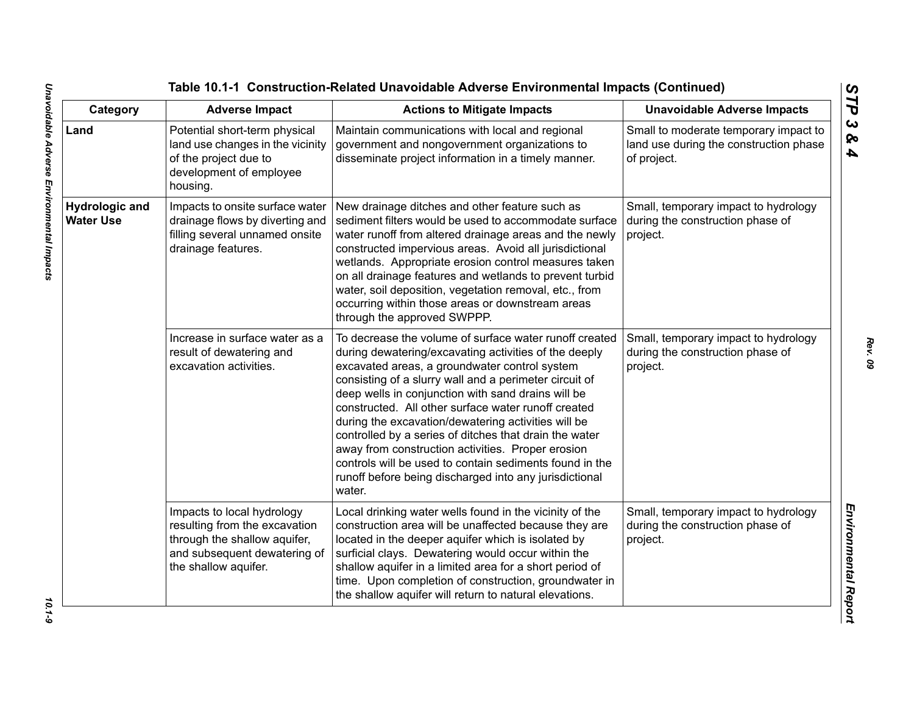**Table 10.1-1 Construction-Related Unavoidable Adverse Environmental Impacts (Continued)**

| Category | Adverse Impact | Actions to Mitigate Impacts | Unavoidable Adverse Impacts |
|---|---|---|---|
| **Land** | Potential short-term physical land use changes in the vicinity of the project due to development of employee housing. | Maintain communications with local and regional government and nongovernment organizations to disseminate project information in a timely manner. | Small to moderate temporary impact to land use during the construction phase of project. |
| **Hydrologic and Water Use** | Impacts to onsite surface water drainage flows by diverting and filling several unnamed onsite drainage features. | New drainage ditches and other feature such as sediment filters would be used to accommodate surface water runoff from altered drainage areas and the newly constructed impervious areas. Avoid all jurisdictional wetlands. Appropriate erosion control measures taken on all drainage features and wetlands to prevent turbid water, soil deposition, vegetation removal, etc., from occurring within those areas or downstream areas through the approved SWPPP. | Small, temporary impact to hydrology during the construction phase of project. |
| | Increase in surface water as a result of dewatering and excavation activities. | To decrease the volume of surface water runoff created during dewatering/excavating activities of the deeply excavated areas, a groundwater control system consisting of a slurry wall and a perimeter circuit of deep wells in conjunction with sand drains will be constructed. All other surface water runoff created during the excavation/dewatering activities will be controlled by a series of ditches that drain the water away from construction activities. Proper erosion controls will be used to contain sediments found in the runoff before being discharged into any jurisdictional water. | Small, temporary impact to hydrology during the construction phase of project. |
| | Impacts to local hydrology resulting from the excavation through the shallow aquifer, and subsequent dewatering of the shallow aquifer. | Local drinking water wells found in the vicinity of the construction area will be unaffected because they are located in the deeper aquifer which is isolated by surficial clays. Dewatering would occur within the shallow aquifer in a limited area for a short period of time. Upon completion of construction, groundwater in the shallow aquifer will return to natural elevations. | Small, temporary impact to hydrology during the construction phase of project. |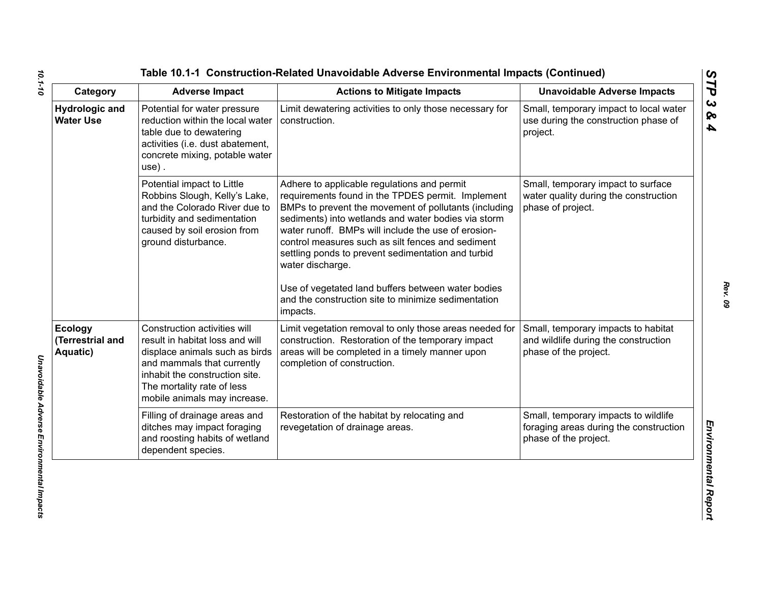**Table 10.1-1 Construction-Related Unavoidable Adverse Environmental Impacts (Continued)**

| Category | Adverse Impact | Actions to Mitigate Impacts | Unavoidable Adverse Impacts |
|---|---|---|---|
| **Hydrologic and Water Use** | Potential for water pressure reduction within the local water table due to dewatering activities (i.e. dust abatement, concrete mixing, potable water use) . | Limit dewatering activities to only those necessary for construction. | Small, temporary impact to local water use during the construction phase of project. |
| | Potential impact to Little Robbins Slough, Kelly's Lake, and the Colorado River due to turbidity and sedimentation caused by soil erosion from ground disturbance. | Adhere to applicable regulations and permit requirements found in the TPDES permit. Implement BMPs to prevent the movement of pollutants (including sediments) into wetlands and water bodies via storm water runoff. BMPs will include the use of erosion-control measures such as silt fences and sediment settling ponds to prevent sedimentation and turbid water discharge.<br><br>Use of vegetated land buffers between water bodies and the construction site to minimize sedimentation impacts. | Small, temporary impact to surface water quality during the construction phase of project. |
| **Ecology (Terrestrial and Aquatic)** | Construction activities will result in habitat loss and will displace animals such as birds and mammals that currently inhabit the construction site. The mortality rate of less mobile animals may increase. | Limit vegetation removal to only those areas needed for construction. Restoration of the temporary impact areas will be completed in a timely manner upon completion of construction. | Small, temporary impacts to habitat and wildlife during the construction phase of the project. |
| | Filling of drainage areas and ditches may impact foraging and roosting habits of wetland dependent species. | Restoration of the habitat by relocating and revegetation of drainage areas. | Small, temporary impacts to wildlife foraging areas during the construction phase of the project. |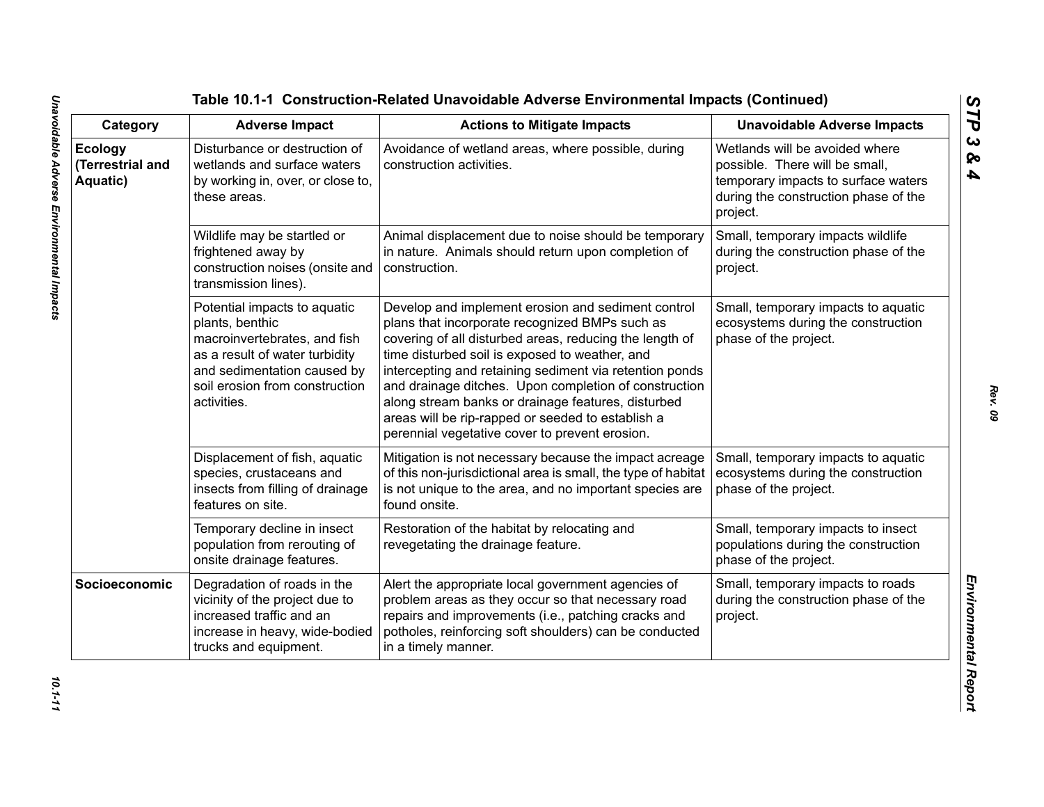### Table 10.1-1 Construction-Related Unavoidable Adverse Environmental Impacts (Continued)

| Category | Adverse Impact | Actions to Mitigate Impacts | Unavoidable Adverse Impacts |
|---|---|---|---|
| **Ecology (Terrestrial and Aquatic)** | Disturbance or destruction of wetlands and surface waters by working in, over, or close to, these areas. | Avoidance of wetland areas, where possible, during construction activities. | Wetlands will be avoided where possible. There will be small, temporary impacts to surface waters during the construction phase of the project. |
| | Wildlife may be startled or frightened away by construction noises (onsite and transmission lines). | Animal displacement due to noise should be temporary in nature. Animals should return upon completion of construction. | Small, temporary impacts wildlife during the construction phase of the project. |
| | Potential impacts to aquatic plants, benthic macroinvertebrates, and fish as a result of water turbidity and sedimentation caused by soil erosion from construction activities. | Develop and implement erosion and sediment control plans that incorporate recognized BMPs such as covering of all disturbed areas, reducing the length of time disturbed soil is exposed to weather, and intercepting and retaining sediment via retention ponds and drainage ditches. Upon completion of construction along stream banks or drainage features, disturbed areas will be rip-rapped or seeded to establish a perennial vegetative cover to prevent erosion. | Small, temporary impacts to aquatic ecosystems during the construction phase of the project. |
| | Displacement of fish, aquatic species, crustaceans and insects from filling of drainage features on site. | Mitigation is not necessary because the impact acreage of this non-jurisdictional area is small, the type of habitat is not unique to the area, and no important species are found onsite. | Small, temporary impacts to aquatic ecosystems during the construction phase of the project. |
| | Temporary decline in insect population from rerouting of onsite drainage features. | Restoration of the habitat by relocating and revegetating the drainage feature. | Small, temporary impacts to insect populations during the construction phase of the project. |
| **Socioeconomic** | Degradation of roads in the vicinity of the project due to increased traffic and an increase in heavy, wide-bodied trucks and equipment. | Alert the appropriate local government agencies of problem areas as they occur so that necessary road repairs and improvements (i.e., patching cracks and potholes, reinforcing soft shoulders) can be conducted in a timely manner. | Small, temporary impacts to roads during the construction phase of the project. |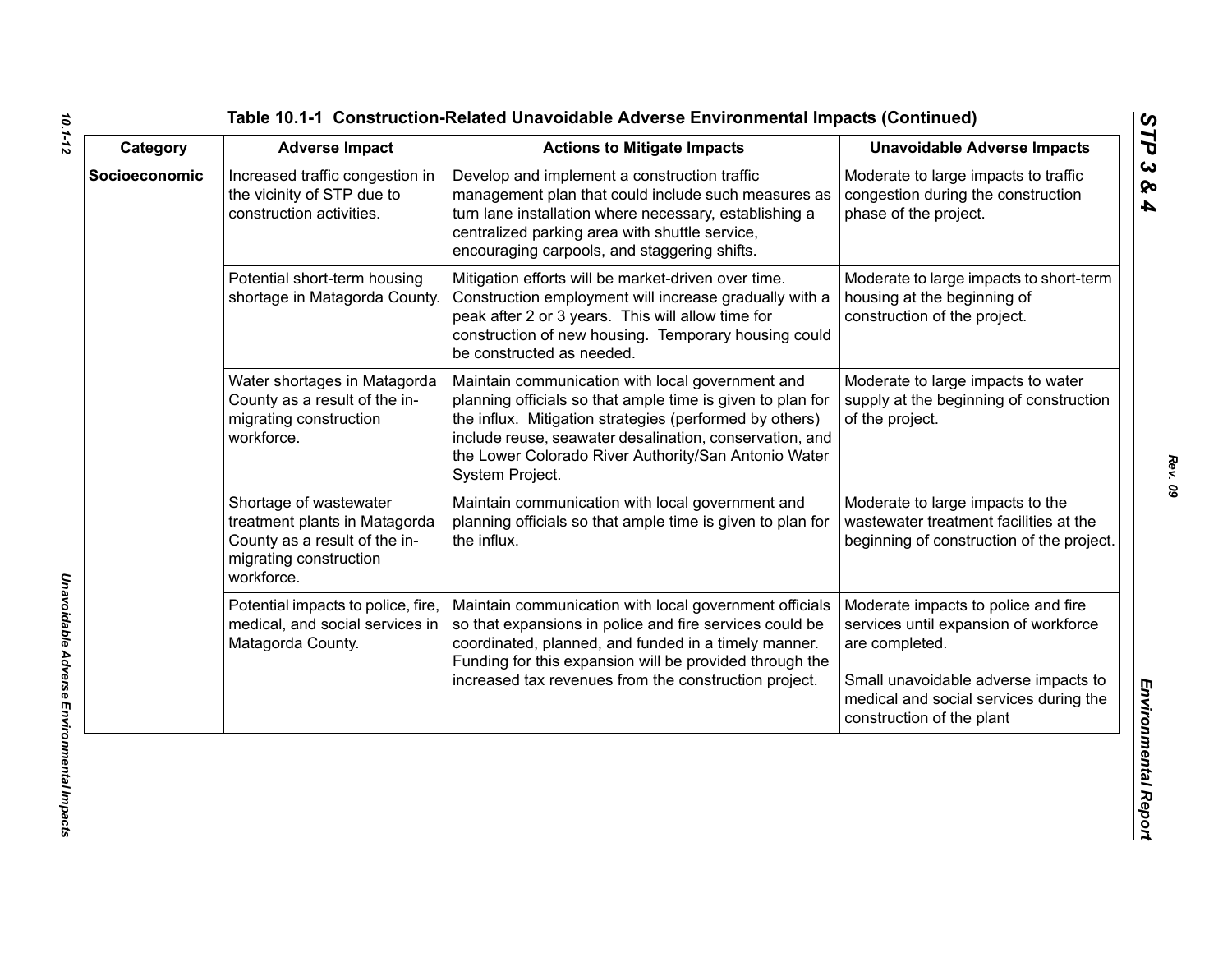**Table 10.1-1 Construction-Related Unavoidable Adverse Environmental Impacts (Continued)**

| Category | Adverse Impact | Actions to Mitigate Impacts | Unavoidable Adverse Impacts |
|---|---|---|---|
| **Socioeconomic** | Increased traffic congestion in the vicinity of STP due to construction activities. | Develop and implement a construction traffic management plan that could include such measures as turn lane installation where necessary, establishing a centralized parking area with shuttle service, encouraging carpools, and staggering shifts. | Moderate to large impacts to traffic congestion during the construction phase of the project. |
| | Potential short-term housing shortage in Matagorda County. | Mitigation efforts will be market-driven over time. Construction employment will increase gradually with a peak after 2 or 3 years. This will allow time for construction of new housing. Temporary housing could be constructed as needed. | Moderate to large impacts to short-term housing at the beginning of construction of the project. |
| | Water shortages in Matagorda County as a result of the in-migrating construction workforce. | Maintain communication with local government and planning officials so that ample time is given to plan for the influx. Mitigation strategies (performed by others) include reuse, seawater desalination, conservation, and the Lower Colorado River Authority/San Antonio Water System Project. | Moderate to large impacts to water supply at the beginning of construction of the project. |
| | Shortage of wastewater treatment plants in Matagorda County as a result of the in-migrating construction workforce. | Maintain communication with local government and planning officials so that ample time is given to plan for the influx. | Moderate to large impacts to the wastewater treatment facilities at the beginning of construction of the project. |
| | Potential impacts to police, fire, medical, and social services in Matagorda County. | Maintain communication with local government officials so that expansions in police and fire services could be coordinated, planned, and funded in a timely manner. Funding for this expansion will be provided through the increased tax revenues from the construction project. | Moderate impacts to police and fire services until expansion of workforce are completed.<br><br>Small unavoidable adverse impacts to medical and social services during the construction of the plant |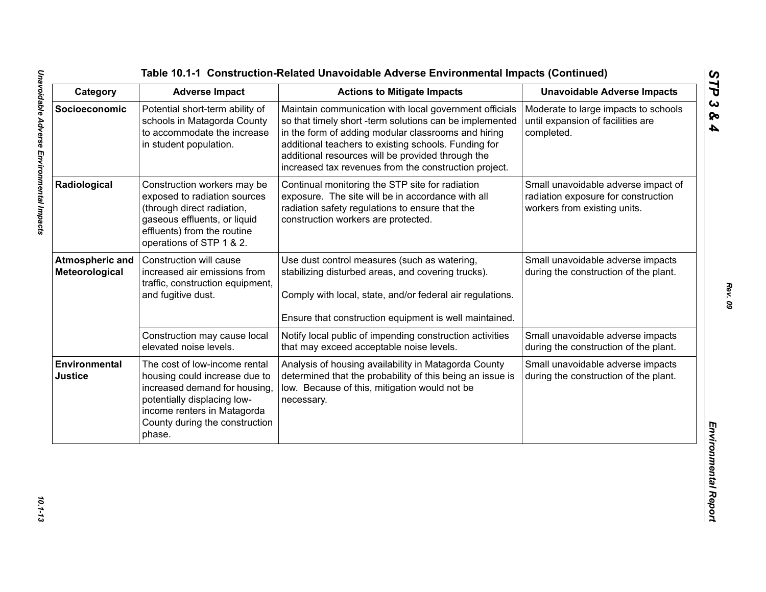# Table 10.1-1 Construction-Related Unavoidable Adverse Environmental Impacts (Continued)

| Category | Adverse Impact | Actions to Mitigate Impacts | Unavoidable Adverse Impacts |
|---|---|---|---|
| **Socioeconomic** | Potential short-term ability of schools in Matagorda County to accommodate the increase in student population. | Maintain communication with local government officials so that timely short -term solutions can be implemented in the form of adding modular classrooms and hiring additional teachers to existing schools. Funding for additional resources will be provided through the increased tax revenues from the construction project. | Moderate to large impacts to schools until expansion of facilities are completed. |
| **Radiological** | Construction workers may be exposed to radiation sources (through direct radiation, gaseous effluents, or liquid effluents) from the routine operations of STP 1 & 2. | Continual monitoring the STP site for radiation exposure. The site will be in accordance with all radiation safety regulations to ensure that the construction workers are protected. | Small unavoidable adverse impact of radiation exposure for construction workers from existing units. |
| **Atmospheric and Meteorological** | Construction will cause increased air emissions from traffic, construction equipment, and fugitive dust. | Use dust control measures (such as watering, stabilizing disturbed areas, and covering trucks).<br><br>Comply with local, state, and/or federal air regulations.<br><br>Ensure that construction equipment is well maintained. | Small unavoidable adverse impacts during the construction of the plant. |
| | Construction may cause local elevated noise levels. | Notify local public of impending construction activities that may exceed acceptable noise levels. | Small unavoidable adverse impacts during the construction of the plant. |
| **Environmental Justice** | The cost of low-income rental housing could increase due to increased demand for housing, potentially displacing low-income renters in Matagorda County during the construction phase. | Analysis of housing availability in Matagorda County determined that the probability of this being an issue is low. Because of this, mitigation would not be necessary. | Small unavoidable adverse impacts during the construction of the plant. |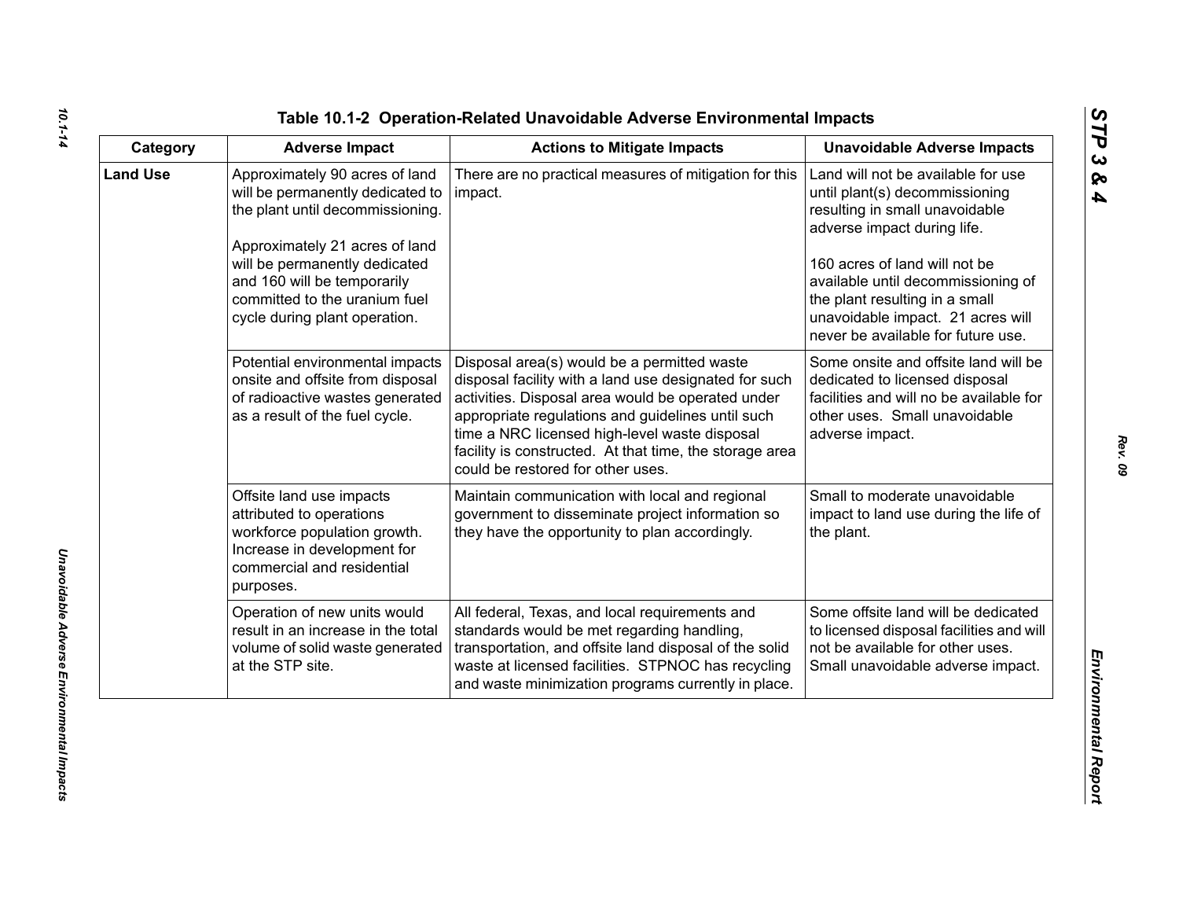# Table 10.1-2 Operation-Related Unavoidable Adverse Environmental Impacts

| Category | Adverse Impact | Actions to Mitigate Impacts | Unavoidable Adverse Impacts |
|---|---|---|---|
| **Land Use** | Approximately 90 acres of land will be permanently dedicated to the plant until decommissioning.<br><br>Approximately 21 acres of land will be permanently dedicated and 160 will be temporarily committed to the uranium fuel cycle during plant operation. | There are no practical measures of mitigation for this impact. | Land will not be available for use until plant(s) decommissioning resulting in small unavoidable adverse impact during life.<br><br>160 acres of land will not be available until decommissioning of the plant resulting in a small unavoidable impact. 21 acres will never be available for future use. |
| | Potential environmental impacts onsite and offsite from disposal of radioactive wastes generated as a result of the fuel cycle. | Disposal area(s) would be a permitted waste disposal facility with a land use designated for such activities. Disposal area would be operated under appropriate regulations and guidelines until such time a NRC licensed high-level waste disposal facility is constructed. At that time, the storage area could be restored for other uses. | Some onsite and offsite land will be dedicated to licensed disposal facilities and will no be available for other uses. Small unavoidable adverse impact. |
| | Offsite land use impacts attributed to operations workforce population growth. Increase in development for commercial and residential purposes. | Maintain communication with local and regional government to disseminate project information so they have the opportunity to plan accordingly. | Small to moderate unavoidable impact to land use during the life of the plant. |
| | Operation of new units would result in an increase in the total volume of solid waste generated at the STP site. | All federal, Texas, and local requirements and standards would be met regarding handling, transportation, and offsite land disposal of the solid waste at licensed facilities. STPNOC has recycling and waste minimization programs currently in place. | Some offsite land will be dedicated to licensed disposal facilities and will not be available for other uses. Small unavoidable adverse impact. |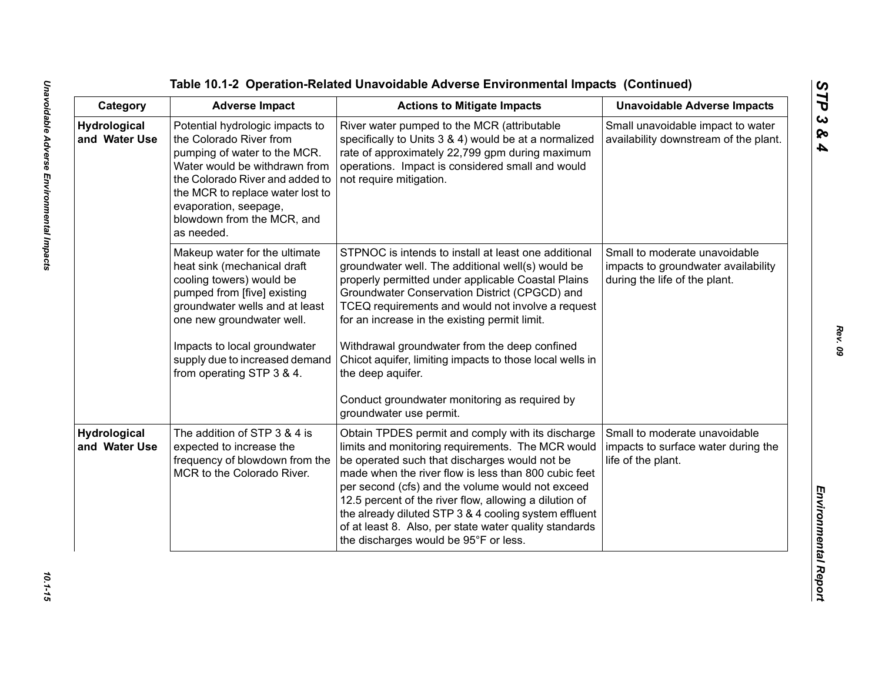**Table 10.1-2 Operation-Related Unavoidable Adverse Environmental Impacts (Continued)**

| Category | Adverse Impact | Actions to Mitigate Impacts | Unavoidable Adverse Impacts |
|---|---|---|---|
| **Hydrological and Water Use** | Potential hydrologic impacts to the Colorado River from pumping of water to the MCR. Water would be withdrawn from the Colorado River and added to the MCR to replace water lost to evaporation, seepage, blowdown from the MCR, and as needed. | River water pumped to the MCR (attributable specifically to Units 3 & 4) would be at a normalized rate of approximately 22,799 gpm during maximum operations. Impact is considered small and would not require mitigation. | Small unavoidable impact to water availability downstream of the plant. |
| | Makeup water for the ultimate heat sink (mechanical draft cooling towers) would be pumped from [five] existing groundwater wells and at least one new groundwater well.<br><br>Impacts to local groundwater supply due to increased demand from operating STP 3 & 4. | STPNOC is intends to install at least one additional groundwater well. The additional well(s) would be properly permitted under applicable Coastal Plains Groundwater Conservation District (CPGCD) and TCEQ requirements and would not involve a request for an increase in the existing permit limit.<br><br>Withdrawal groundwater from the deep confined Chicot aquifer, limiting impacts to those local wells in the deep aquifer.<br><br>Conduct groundwater monitoring as required by groundwater use permit. | Small to moderate unavoidable impacts to groundwater availability during the life of the plant. |
| **Hydrological and Water Use** | The addition of STP 3 & 4 is expected to increase the frequency of blowdown from the MCR to the Colorado River. | Obtain TPDES permit and comply with its discharge limits and monitoring requirements. The MCR would be operated such that discharges would not be made when the river flow is less than 800 cubic feet per second (cfs) and the volume would not exceed 12.5 percent of the river flow, allowing a dilution of the already diluted STP 3 & 4 cooling system effluent of at least 8. Also, per state water quality standards the discharges would be 95°F or less. | Small to moderate unavoidable impacts to surface water during the life of the plant. |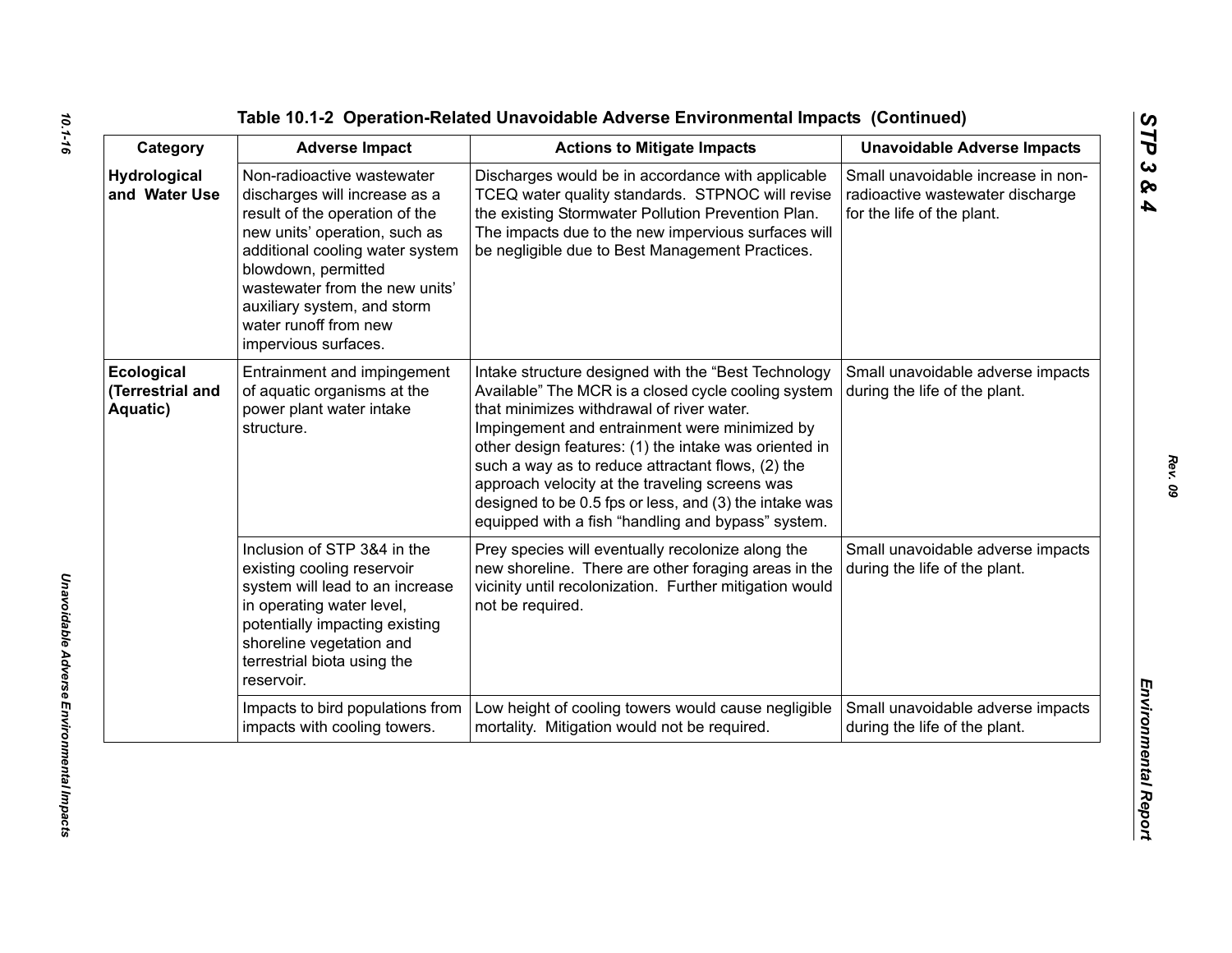## Table 10.1-2 Operation-Related Unavoidable Adverse Environmental Impacts (Continued)

| Category | Adverse Impact | Actions to Mitigate Impacts | Unavoidable Adverse Impacts |
|---|---|---|---|
| **Hydrological and Water Use** | Non-radioactive wastewater discharges will increase as a result of the operation of the new units' operation, such as additional cooling water system blowdown, permitted wastewater from the new units' auxiliary system, and storm water runoff from new impervious surfaces. | Discharges would be in accordance with applicable TCEQ water quality standards. STPNOC will revise the existing Stormwater Pollution Prevention Plan. The impacts due to the new impervious surfaces will be negligible due to Best Management Practices. | Small unavoidable increase in non-radioactive wastewater discharge for the life of the plant. |
| **Ecological (Terrestrial and Aquatic)** | Entrainment and impingement of aquatic organisms at the power plant water intake structure. | Intake structure designed with the "Best Technology Available" The MCR is a closed cycle cooling system that minimizes withdrawal of river water. Impingement and entrainment were minimized by other design features: (1) the intake was oriented in such a way as to reduce attractant flows, (2) the approach velocity at the traveling screens was designed to be 0.5 fps or less, and (3) the intake was equipped with a fish "handling and bypass" system. | Small unavoidable adverse impacts during the life of the plant. |
| | Inclusion of STP 3&4 in the existing cooling reservoir system will lead to an increase in operating water level, potentially impacting existing shoreline vegetation and terrestrial biota using the reservoir. | Prey species will eventually recolonize along the new shoreline. There are other foraging areas in the vicinity until recolonization. Further mitigation would not be required. | Small unavoidable adverse impacts during the life of the plant. |
| | Impacts to bird populations from impacts with cooling towers. | Low height of cooling towers would cause negligible mortality. Mitigation would not be required. | Small unavoidable adverse impacts during the life of the plant. |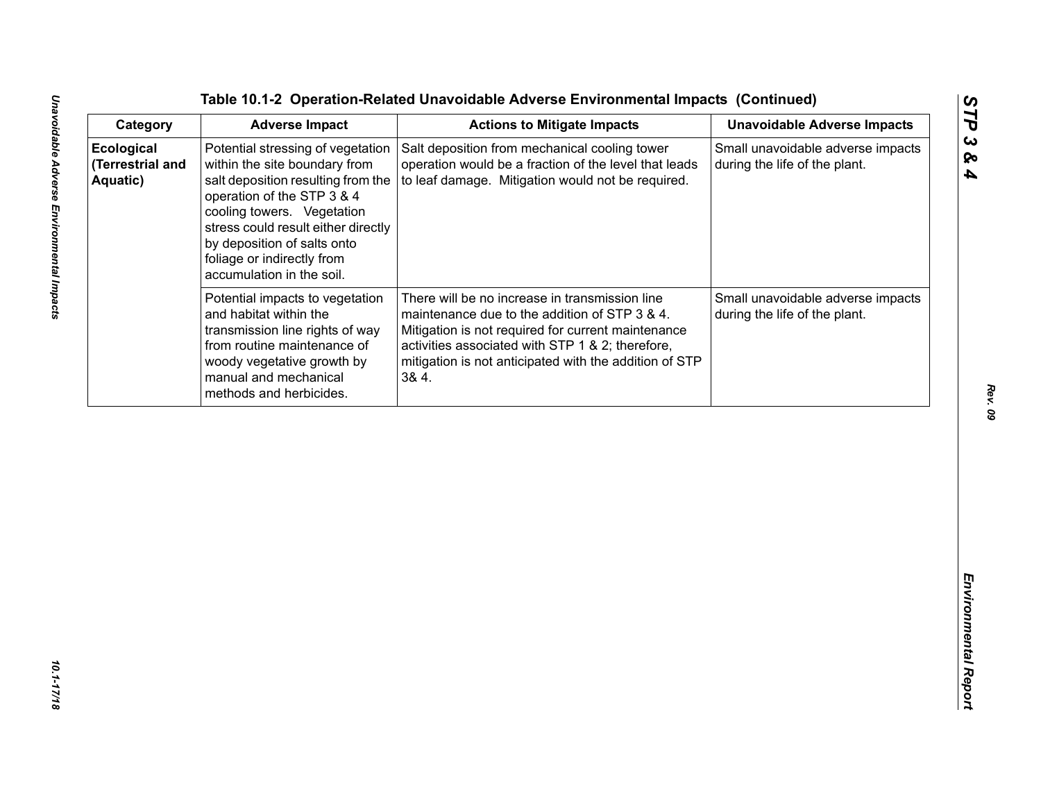**Table 10.1-2 Operation-Related Unavoidable Adverse Environmental Impacts (Continued)**

| Category | Adverse Impact | Actions to Mitigate Impacts | Unavoidable Adverse Impacts |
|---|---|---|---|
| **Ecological (Terrestrial and Aquatic)** | Potential stressing of vegetation within the site boundary from salt deposition resulting from the operation of the STP 3 & 4 cooling towers. Vegetation stress could result either directly by deposition of salts onto foliage or indirectly from accumulation in the soil. | Salt deposition from mechanical cooling tower operation would be a fraction of the level that leads to leaf damage. Mitigation would not be required. | Small unavoidable adverse impacts during the life of the plant. |
| | Potential impacts to vegetation and habitat within the transmission line rights of way from routine maintenance of woody vegetative growth by manual and mechanical methods and herbicides. | There will be no increase in transmission line maintenance due to the addition of STP 3 & 4. Mitigation is not required for current maintenance activities associated with STP 1 & 2; therefore, mitigation is not anticipated with the addition of STP 3& 4. | Small unavoidable adverse impacts during the life of the plant. |